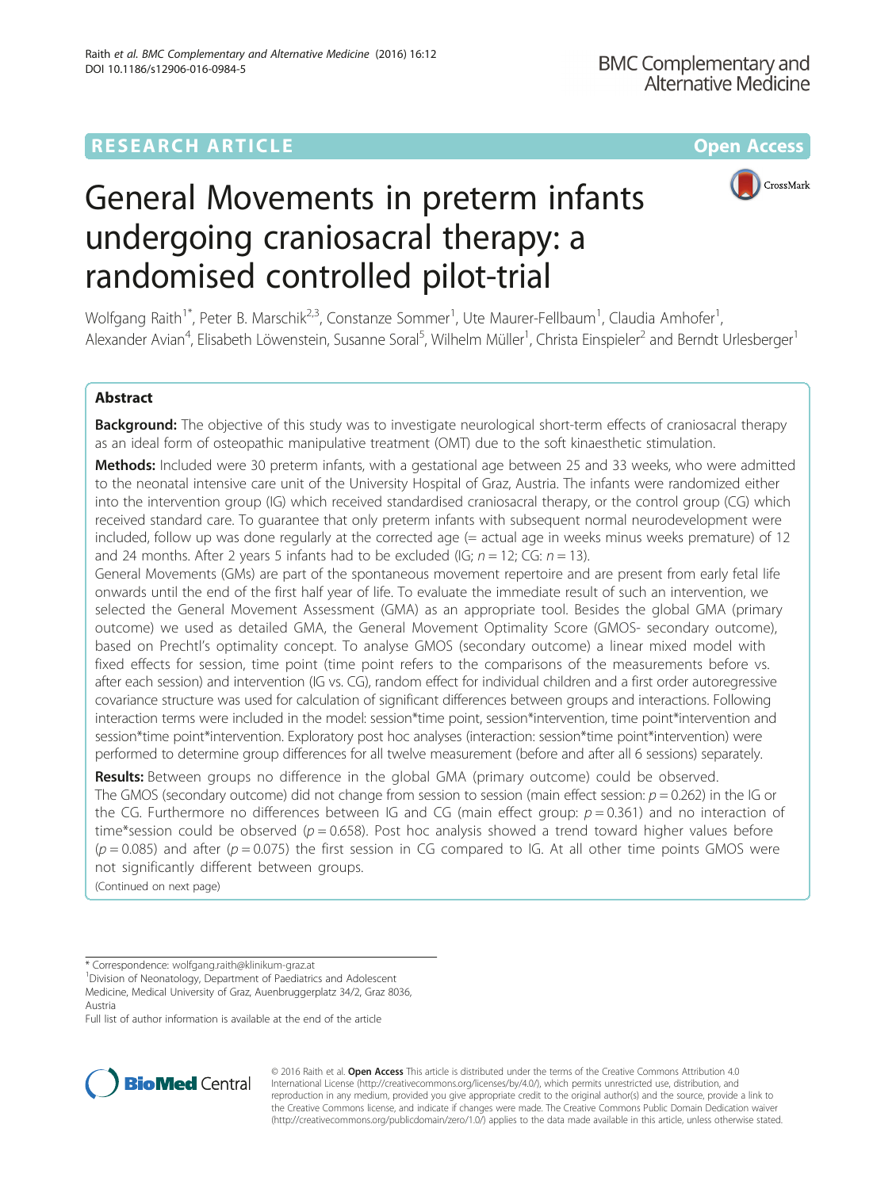RESEARCH ARTICLE

Open Access

# General Movements in preterm infants undergoing craniosacral therapy: a randomised controlled pilot-trial

Wolfgang Raith[1*], Peter B. Marschik[2,3], Constanze Sommer[1], Ute Maurer-Fellbaum[1], Claudia Amhofer[1], Alexander Avian[4], Elisabeth Löwenstein, Susanne Soral[5], Wilhelm Müller[1], Christa Einspieler[2] and Berndt Urlesberger[1]

## Abstract

**Background:** The objective of this study was to investigate neurological short-term effects of craniosacral therapy as an ideal form of osteopathic manipulative treatment (OMT) due to the soft kinaesthetic stimulation.

**Methods:** Included were 30 preterm infants, with a gestational age between 25 and 33 weeks, who were admitted to the neonatal intensive care unit of the University Hospital of Graz, Austria. The infants were randomized either into the intervention group (IG) which received standardised craniosacral therapy, or the control group (CG) which received standard care. To guarantee that only preterm infants with subsequent normal neurodevelopment were included, follow up was done regularly at the corrected age (= actual age in weeks minus weeks premature) of 12 and 24 months. After 2 years 5 infants had to be excluded (IG; $n = 12$; CG: $n = 13$).

General Movements (GMs) are part of the spontaneous movement repertoire and are present from early fetal life onwards until the end of the first half year of life. To evaluate the immediate result of such an intervention, we selected the General Movement Assessment (GMA) as an appropriate tool. Besides the global GMA (primary outcome) we used as detailed GMA, the General Movement Optimality Score (GMOS- secondary outcome), based on Prechtl's optimality concept. To analyse GMOS (secondary outcome) a linear mixed model with fixed effects for session, time point (time point refers to the comparisons of the measurements before vs. after each session) and intervention (IG vs. CG), random effect for individual children and a first order autoregressive covariance structure was used for calculation of significant differences between groups and interactions. Following interaction terms were included in the model: session*time point, session*intervention, time point*intervention and session*time point*intervention. Exploratory post hoc analyses (interaction: session*time point*intervention) were performed to determine group differences for all twelve measurement (before and after all 6 sessions) separately.

**Results:** Between groups no difference in the global GMA (primary outcome) could be observed. The GMOS (secondary outcome) did not change from session to session (main effect session: $p = 0.262$) in the IG or the CG. Furthermore no differences between IG and CG (main effect group: $p = 0.361$) and no interaction of time*session could be observed ($p = 0.658$). Post hoc analysis showed a trend toward higher values before ($p = 0.085$) and after ($p = 0.075$) the first session in CG compared to IG. At all other time points GMOS were not significantly different between groups.

(Continued on next page)

* Correspondence: wolfgang.raith@klinikum-graz.at
[1]Division of Neonatology, Department of Paediatrics and Adolescent Medicine, Medical University of Graz, Auenbruggerplatz 34/2, Graz 8036, Austria
Full list of author information is available at the end of the article

© 2016 Raith et al. **Open Access** This article is distributed under the terms of the Creative Commons Attribution 4.0 International License (http://creativecommons.org/licenses/by/4.0/), which permits unrestricted use, distribution, and reproduction in any medium, provided you give appropriate credit to the original author(s) and the source, provide a link to the Creative Commons license, and indicate if changes were made. The Creative Commons Public Domain Dedication waiver (http://creativecommons.org/publicdomain/zero/1.0/) applies to the data made available in this article, unless otherwise stated.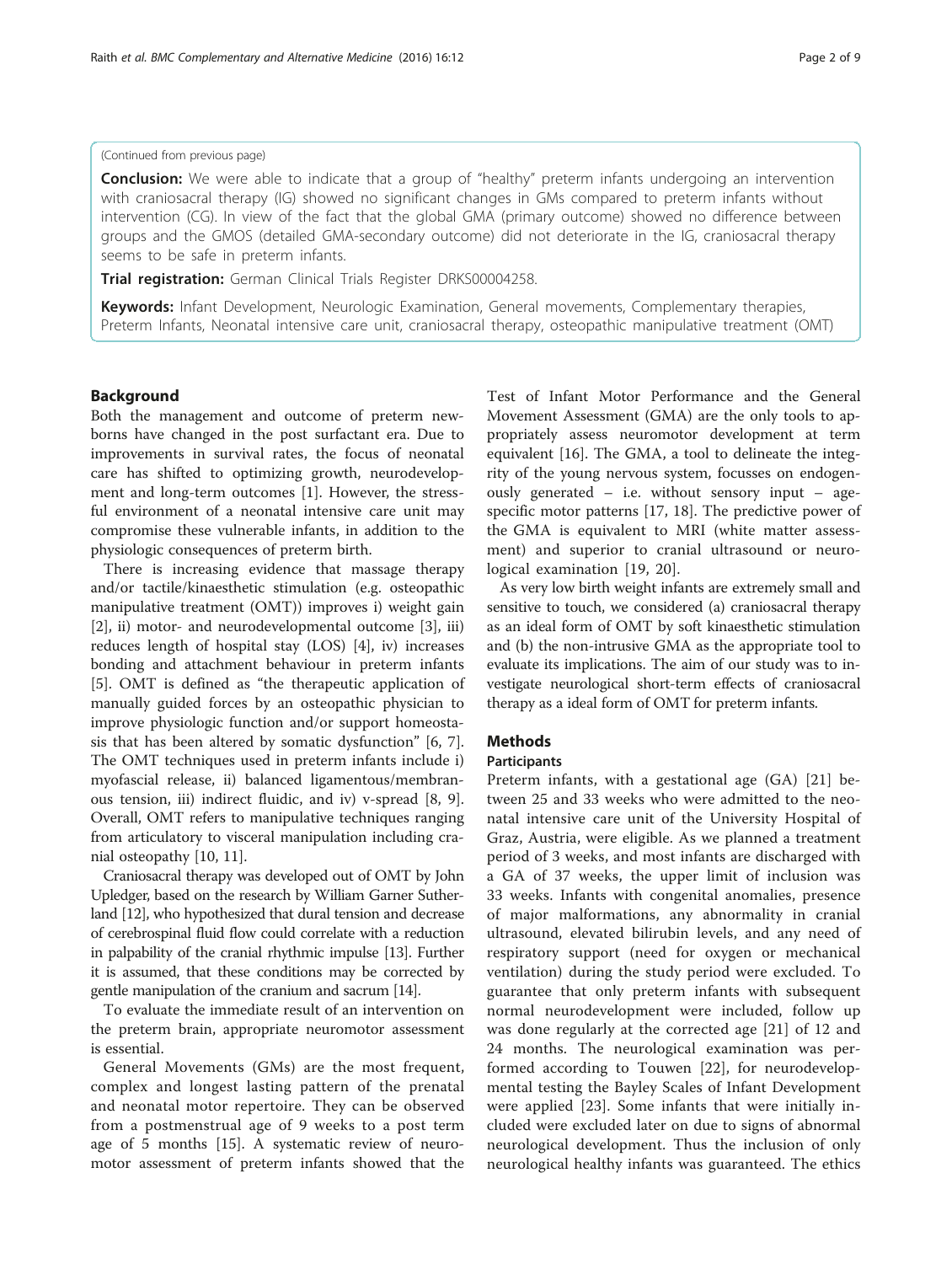(Continued from previous page)

**Conclusion:** We were able to indicate that a group of "healthy" preterm infants undergoing an intervention with craniosacral therapy (IG) showed no significant changes in GMs compared to preterm infants without intervention (CG). In view of the fact that the global GMA (primary outcome) showed no difference between groups and the GMOS (detailed GMA-secondary outcome) did not deteriorate in the IG, craniosacral therapy seems to be safe in preterm infants.

**Trial registration:** German Clinical Trials Register DRKS00004258.

**Keywords:** Infant Development, Neurologic Examination, General movements, Complementary therapies, Preterm Infants, Neonatal intensive care unit, craniosacral therapy, osteopathic manipulative treatment (OMT)

## Background

Both the management and outcome of preterm newborns have changed in the post surfactant era. Due to improvements in survival rates, the focus of neonatal care has shifted to optimizing growth, neurodevelopment and long-term outcomes [1]. However, the stressful environment of a neonatal intensive care unit may compromise these vulnerable infants, in addition to the physiologic consequences of preterm birth.

There is increasing evidence that massage therapy and/or tactile/kinaesthetic stimulation (e.g. osteopathic manipulative treatment (OMT)) improves i) weight gain [2], ii) motor- and neurodevelopmental outcome [3], iii) reduces length of hospital stay (LOS) [4], iv) increases bonding and attachment behaviour in preterm infants [5]. OMT is defined as "the therapeutic application of manually guided forces by an osteopathic physician to improve physiologic function and/or support homeostasis that has been altered by somatic dysfunction" [6, 7]. The OMT techniques used in preterm infants include i) myofascial release, ii) balanced ligamentous/membranous tension, iii) indirect fluidic, and iv) v-spread [8, 9]. Overall, OMT refers to manipulative techniques ranging from articulatory to visceral manipulation including cranial osteopathy [10, 11].

Craniosacral therapy was developed out of OMT by John Upledger, based on the research by William Garner Sutherland [12], who hypothesized that dural tension and decrease of cerebrospinal fluid flow could correlate with a reduction in palpability of the cranial rhythmic impulse [13]. Further it is assumed, that these conditions may be corrected by gentle manipulation of the cranium and sacrum [14].

To evaluate the immediate result of an intervention on the preterm brain, appropriate neuromotor assessment is essential.

General Movements (GMs) are the most frequent, complex and longest lasting pattern of the prenatal and neonatal motor repertoire. They can be observed from a postmenstrual age of 9 weeks to a post term age of 5 months [15]. A systematic review of neuromotor assessment of preterm infants showed that the Test of Infant Motor Performance and the General Movement Assessment (GMA) are the only tools to appropriately assess neuromotor development at term equivalent [16]. The GMA, a tool to delineate the integrity of the young nervous system, focusses on endogenously generated – i.e. without sensory input – age-specific motor patterns [17, 18]. The predictive power of the GMA is equivalent to MRI (white matter assessment) and superior to cranial ultrasound or neurological examination [19, 20].

As very low birth weight infants are extremely small and sensitive to touch, we considered (a) craniosacral therapy as an ideal form of OMT by soft kinaesthetic stimulation and (b) the non-intrusive GMA as the appropriate tool to evaluate its implications. The aim of our study was to investigate neurological short-term effects of craniosacral therapy as a ideal form of OMT for preterm infants.

## Methods

### Participants

Preterm infants, with a gestational age (GA) [21] between 25 and 33 weeks who were admitted to the neonatal intensive care unit of the University Hospital of Graz, Austria, were eligible. As we planned a treatment period of 3 weeks, and most infants are discharged with a GA of 37 weeks, the upper limit of inclusion was 33 weeks. Infants with congenital anomalies, presence of major malformations, any abnormality in cranial ultrasound, elevated bilirubin levels, and any need of respiratory support (need for oxygen or mechanical ventilation) during the study period were excluded. To guarantee that only preterm infants with subsequent normal neurodevelopment were included, follow up was done regularly at the corrected age [21] of 12 and 24 months. The neurological examination was performed according to Touwen [22], for neurodevelopmental testing the Bayley Scales of Infant Development were applied [23]. Some infants that were initially included were excluded later on due to signs of abnormal neurological development. Thus the inclusion of only neurological healthy infants was guaranteed. The ethics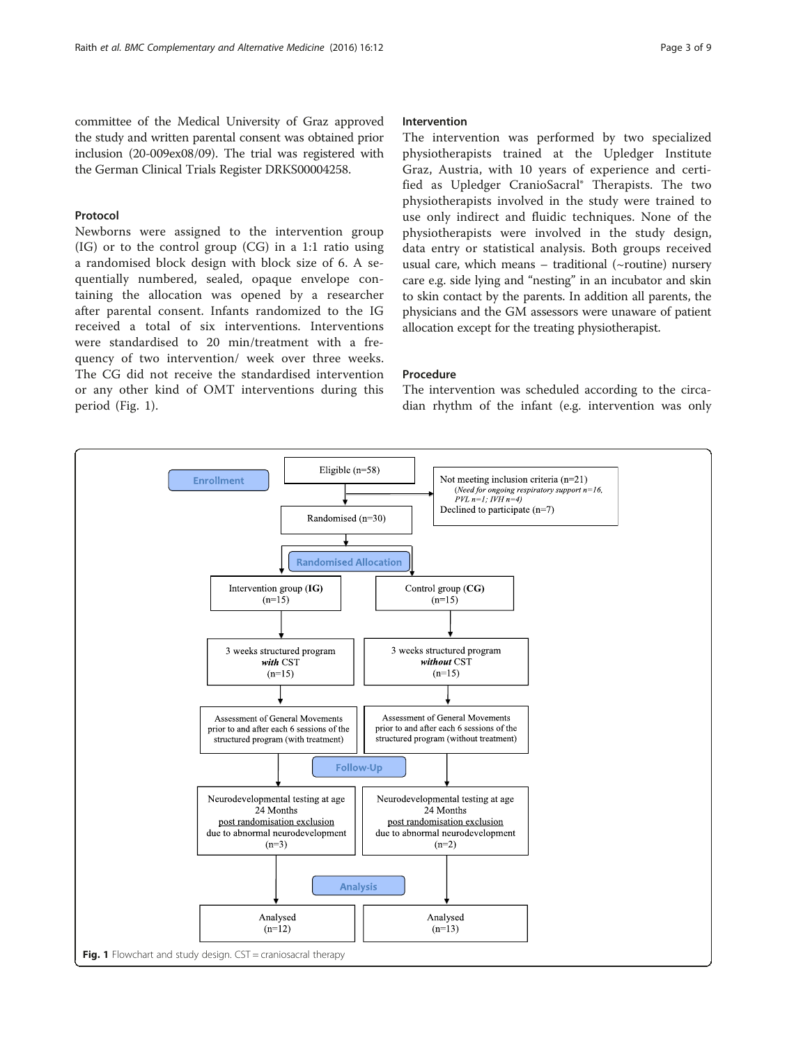committee of the Medical University of Graz approved the study and written parental consent was obtained prior inclusion (20-009ex08/09). The trial was registered with the German Clinical Trials Register DRKS00004258.

### Protocol

Newborns were assigned to the intervention group (IG) or to the control group (CG) in a 1:1 ratio using a randomised block design with block size of 6. A sequentially numbered, sealed, opaque envelope containing the allocation was opened by a researcher after parental consent. Infants randomized to the IG received a total of six interventions. Interventions were standardised to 20 min/treatment with a frequency of two intervention/ week over three weeks. The CG did not receive the standardised intervention or any other kind of OMT interventions during this period (Fig. 1).

### Intervention

The intervention was performed by two specialized physiotherapists trained at the Upledger Institute Graz, Austria, with 10 years of experience and certified as Upledger CranioSacral® Therapists. The two physiotherapists involved in the study were trained to use only indirect and fluidic techniques. None of the physiotherapists were involved in the study design, data entry or statistical analysis. Both groups received usual care, which means – traditional (~routine) nursery care e.g. side lying and "nesting" in an incubator and skin to skin contact by the parents. In addition all parents, the physicians and the GM assessors were unaware of patient allocation except for the treating physiotherapist.

### Procedure

The intervention was scheduled according to the circadian rhythm of the infant (e.g. intervention was only

**Enrollment**

Eligible (n=58)

Not meeting inclusion criteria (n=21)
(*Need for ongoing respiratory support n=16, PVL n=1; IVH n=4*)
Declined to participate (n=7)

Randomised (n=30)

**Randomised Allocation**

| Intervention group (**IG**) (n=15) | Control group (**CG**) (n=15) |
| --- | --- |
| 3 weeks structured program ***with*** CST (n=15) | 3 weeks structured program ***without*** CST (n=15) |
| Assessment of General Movements prior to and after each 6 sessions of the structured program (with treatment) | Assessment of General Movements prior to and after each 6 sessions of the structured program (without treatment) |

**Follow-Up**

| Neurodevelopmental testing at age 24 Months post randomisation exclusion due to abnormal neurodevelopment (n=3) | Neurodevelopmental testing at age 24 Months post randomisation exclusion due to abnormal neurodevelopment (n=2) |
| --- | --- |

**Analysis**

| Analysed (n=12) | Analysed (n=13) |
| --- | --- |

**Fig. 1** Flowchart and study design. CST = craniosacral therapy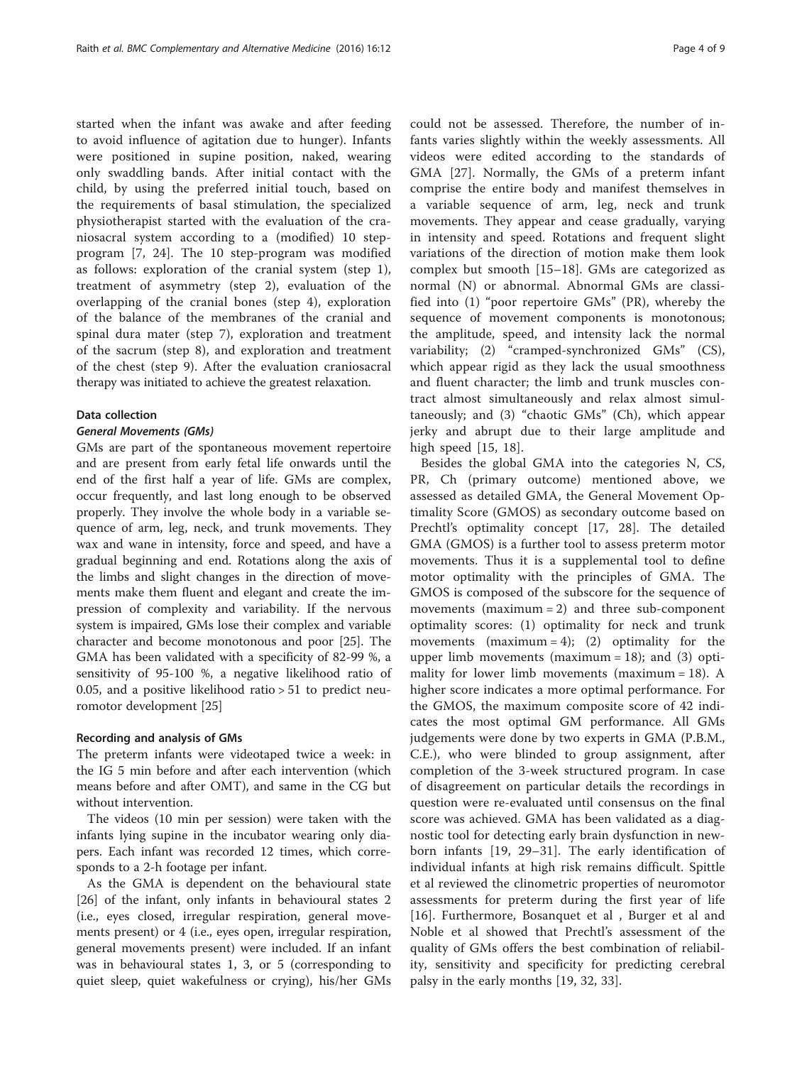started when the infant was awake and after feeding to avoid influence of agitation due to hunger). Infants were positioned in supine position, naked, wearing only swaddling bands. After initial contact with the child, by using the preferred initial touch, based on the requirements of basal stimulation, the specialized physiotherapist started with the evaluation of the craniosacral system according to a (modified) 10 step-program [7, 24]. The 10 step-program was modified as follows: exploration of the cranial system (step 1), treatment of asymmetry (step 2), evaluation of the overlapping of the cranial bones (step 4), exploration of the balance of the membranes of the cranial and spinal dura mater (step 7), exploration and treatment of the sacrum (step 8), and exploration and treatment of the chest (step 9). After the evaluation craniosacral therapy was initiated to achieve the greatest relaxation.

### Data collection

#### *General Movements (GMs)*

GMs are part of the spontaneous movement repertoire and are present from early fetal life onwards until the end of the first half a year of life. GMs are complex, occur frequently, and last long enough to be observed properly. They involve the whole body in a variable sequence of arm, leg, neck, and trunk movements. They wax and wane in intensity, force and speed, and have a gradual beginning and end. Rotations along the axis of the limbs and slight changes in the direction of movements make them fluent and elegant and create the impression of complexity and variability. If the nervous system is impaired, GMs lose their complex and variable character and become monotonous and poor [25]. The GMA has been validated with a specificity of 82-99 %, a sensitivity of 95-100 %, a negative likelihood ratio of 0.05, and a positive likelihood ratio > 51 to predict neuromotor development [25]

### Recording and analysis of GMs

The preterm infants were videotaped twice a week: in the IG 5 min before and after each intervention (which means before and after OMT), and same in the CG but without intervention.

The videos (10 min per session) were taken with the infants lying supine in the incubator wearing only diapers. Each infant was recorded 12 times, which corresponds to a 2-h footage per infant.

As the GMA is dependent on the behavioural state [26] of the infant, only infants in behavioural states 2 (i.e., eyes closed, irregular respiration, general movements present) or 4 (i.e., eyes open, irregular respiration, general movements present) were included. If an infant was in behavioural states 1, 3, or 5 (corresponding to quiet sleep, quiet wakefulness or crying), his/her GMs could not be assessed. Therefore, the number of infants varies slightly within the weekly assessments. All videos were edited according to the standards of GMA [27]. Normally, the GMs of a preterm infant comprise the entire body and manifest themselves in a variable sequence of arm, leg, neck and trunk movements. They appear and cease gradually, varying in intensity and speed. Rotations and frequent slight variations of the direction of motion make them look complex but smooth [15–18]. GMs are categorized as normal (N) or abnormal. Abnormal GMs are classified into (1) "poor repertoire GMs" (PR), whereby the sequence of movement components is monotonous; the amplitude, speed, and intensity lack the normal variability; (2) "cramped-synchronized GMs" (CS), which appear rigid as they lack the usual smoothness and fluent character; the limb and trunk muscles contract almost simultaneously and relax almost simultaneously; and (3) "chaotic GMs" (Ch), which appear jerky and abrupt due to their large amplitude and high speed [15, 18].

Besides the global GMA into the categories N, CS, PR, Ch (primary outcome) mentioned above, we assessed as detailed GMA, the General Movement Optimality Score (GMOS) as secondary outcome based on Prechtl's optimality concept [17, 28]. The detailed GMA (GMOS) is a further tool to assess preterm motor movements. Thus it is a supplemental tool to define motor optimality with the principles of GMA. The GMOS is composed of the subscore for the sequence of movements (maximum = 2) and three sub-component optimality scores: (1) optimality for neck and trunk movements (maximum = 4); (2) optimality for the upper limb movements (maximum = 18); and (3) optimality for lower limb movements (maximum = 18). A higher score indicates a more optimal performance. For the GMOS, the maximum composite score of 42 indicates the most optimal GM performance. All GMs judgements were done by two experts in GMA (P.B.M., C.E.), who were blinded to group assignment, after completion of the 3-week structured program. In case of disagreement on particular details the recordings in question were re-evaluated until consensus on the final score was achieved. GMA has been validated as a diagnostic tool for detecting early brain dysfunction in newborn infants [19, 29–31]. The early identification of individual infants at high risk remains difficult. Spittle et al reviewed the clinometric properties of neuromotor assessments for preterm during the first year of life [16]. Furthermore, Bosanquet et al , Burger et al and Noble et al showed that Prechtl's assessment of the quality of GMs offers the best combination of reliability, sensitivity and specificity for predicting cerebral palsy in the early months [19, 32, 33].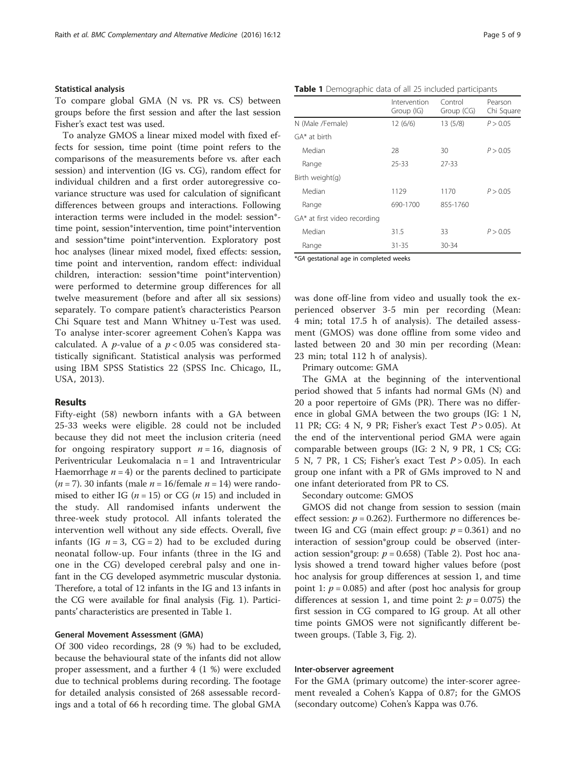### Statistical analysis

To compare global GMA (N vs. PR vs. CS) between groups before the first session and after the last session Fisher's exact test was used.

To analyze GMOS a linear mixed model with fixed effects for session, time point (time point refers to the comparisons of the measurements before vs. after each session) and intervention (IG vs. CG), random effect for individual children and a first order autoregressive covariance structure was used for calculation of significant differences between groups and interactions. Following interaction terms were included in the model: session*time point, session*intervention, time point*intervention and session*time point*intervention. Exploratory post hoc analyses (linear mixed model, fixed effects: session, time point and intervention, random effect: individual children, interaction: session*time point*intervention) were performed to determine group differences for all twelve measurement (before and after all six sessions) separately. To compare patient's characteristics Pearson Chi Square test and Mann Whitney u-Test was used. To analyse inter-scorer agreement Cohen's Kappa was calculated. A $p$-value of a $p < 0.05$ was considered statistically significant. Statistical analysis was performed using IBM SPSS Statistics 22 (SPSS Inc. Chicago, IL, USA, 2013).

## Results

Fifty-eight (58) newborn infants with a GA between 25-33 weeks were eligible. 28 could not be included because they did not meet the inclusion criteria (need for ongoing respiratory support $n = 16$, diagnosis of Periventricular Leukomalacia $n = 1$ and Intraventricular Haemorrhage $n = 4$) or the parents declined to participate ($n = 7$). 30 infants (male $n = 16$/female $n = 14$) were randomised to either IG ($n = 15$) or CG ($n$ 15) and included in the study. All randomised infants underwent the three-week study protocol. All infants tolerated the intervention well without any side effects. Overall, five infants (IG $n = 3$, CG = 2) had to be excluded during neonatal follow-up. Four infants (three in the IG and one in the CG) developed cerebral palsy and one infant in the CG developed asymmetric muscular dystonia. Therefore, a total of 12 infants in the IG and 13 infants in the CG were available for final analysis (Fig. 1). Participants' characteristics are presented in Table 1.

**Table 1** Demographic data of all 25 included participants

| | Intervention Group (IG) | Control Group (CG) | Pearson Chi Square |
|---|---|---|---|
| N (Male /Female) | 12 (6/6) | 13 (5/8) | $P > 0.05$ |
| GA* at birth | | | |
| Median | 28 | 30 | $P > 0.05$ |
| Range | 25-33 | 27-33 | |
| Birth weight(g) | | | |
| Median | 1129 | 1170 | $P > 0.05$ |
| Range | 690-1700 | 855-1760 | |
| GA* at first video recording | | | |
| Median | 31.5 | 33 | $P > 0.05$ |
| Range | 31-35 | 30-34 | |

**GA* gestational age in completed weeks

### General Movement Assessment (GMA)

Of 300 video recordings, 28 (9 %) had to be excluded, because the behavioural state of the infants did not allow proper assessment, and a further 4 (1 %) were excluded due to technical problems during recording. The footage for detailed analysis consisted of 268 assessable recordings and a total of 66 h recording time. The global GMA was done off-line from video and usually took the experienced observer 3-5 min per recording (Mean: 4 min; total 17.5 h of analysis). The detailed assessment (GMOS) was done offline from some video and lasted between 20 and 30 min per recording (Mean: 23 min; total 112 h of analysis).

Primary outcome: GMA

The GMA at the beginning of the interventional period showed that 5 infants had normal GMs (N) and 20 a poor repertoire of GMs (PR). There was no difference in global GMA between the two groups (IG: 1 N, 11 PR; CG: 4 N, 9 PR; Fisher's exact Test $P > 0.05$). At the end of the interventional period GMA were again comparable between groups (IG: 2 N, 9 PR, 1 CS; CG: 5 N, 7 PR, 1 CS; Fisher's exact Test $P > 0.05$). In each group one infant with a PR of GMs improved to N and one infant deteriorated from PR to CS.

Secondary outcome: GMOS

GMOS did not change from session to session (main effect session: $p = 0.262$). Furthermore no differences between IG and CG (main effect group: $p = 0.361$) and no interaction of session*group could be observed (interaction session*group: $p = 0.658$) (Table 2). Post hoc analysis showed a trend toward higher values before (post hoc analysis for group differences at session 1, and time point 1: $p = 0.085$) and after (post hoc analysis for group differences at session 1, and time point 2: $p = 0.075$) the first session in CG compared to IG group. At all other time points GMOS were not significantly different between groups. (Table 3, Fig. 2).

### Inter-observer agreement

For the GMA (primary outcome) the inter-scorer agreement revealed a Cohen's Kappa of 0.87; for the GMOS (secondary outcome) Cohen's Kappa was 0.76.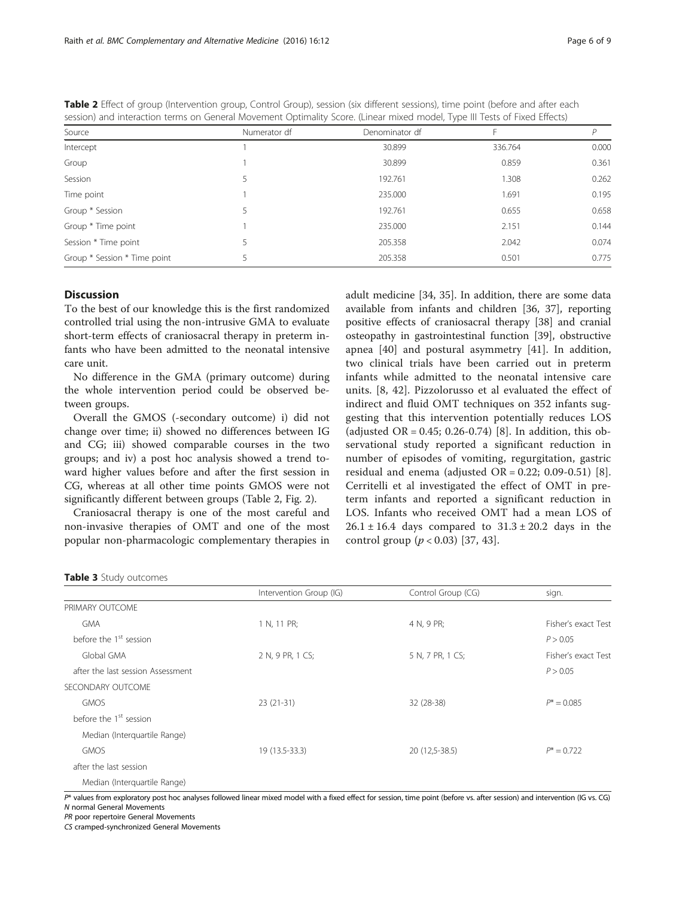**Table 2** Effect of group (Intervention group, Control Group), session (six different sessions), time point (before and after each session) and interaction terms on General Movement Optimality Score. (Linear mixed model, Type III Tests of Fixed Effects)

| Source | Numerator df | Denominator df | F | P |
|---|---|---|---|---|
| Intercept | 1 | 30.899 | 336.764 | 0.000 |
| Group | 1 | 30.899 | 0.859 | 0.361 |
| Session | 5 | 192.761 | 1.308 | 0.262 |
| Time point | 1 | 235.000 | 1.691 | 0.195 |
| Group * Session | 5 | 192.761 | 0.655 | 0.658 |
| Group * Time point | 1 | 235.000 | 2.151 | 0.144 |
| Session * Time point | 5 | 205.358 | 2.042 | 0.074 |
| Group * Session * Time point | 5 | 205.358 | 0.501 | 0.775 |

## Discussion

To the best of our knowledge this is the first randomized controlled trial using the non-intrusive GMA to evaluate short-term effects of craniosacral therapy in preterm infants who have been admitted to the neonatal intensive care unit.

No difference in the GMA (primary outcome) during the whole intervention period could be observed between groups.

Overall the GMOS (-secondary outcome) i) did not change over time; ii) showed no differences between IG and CG; iii) showed comparable courses in the two groups; and iv) a post hoc analysis showed a trend toward higher values before and after the first session in CG, whereas at all other time points GMOS were not significantly different between groups (Table 2, Fig. 2).

Craniosacral therapy is one of the most careful and non-invasive therapies of OMT and one of the most popular non-pharmacologic complementary therapies in adult medicine [34, 35]. In addition, there are some data available from infants and children [36, 37], reporting positive effects of craniosacral therapy [38] and cranial osteopathy in gastrointestinal function [39], obstructive apnea [40] and postural asymmetry [41]. In addition, two clinical trials have been carried out in preterm infants while admitted to the neonatal intensive care units. [8, 42]. Pizzolorusso et al evaluated the effect of indirect and fluid OMT techniques on 352 infants suggesting that this intervention potentially reduces LOS (adjusted OR = 0.45; 0.26-0.74) [8]. In addition, this observational study reported a significant reduction in number of episodes of vomiting, regurgitation, gastric residual and enema (adjusted OR = 0.22; 0.09-0.51) [8]. Cerritelli et al investigated the effect of OMT in preterm infants and reported a significant reduction in LOS. Infants who received OMT had a mean LOS of $26.1 \pm 16.4$ days compared to $31.3 \pm 20.2$ days in the control group ($p < 0.03$) [37, 43].

**Table 3** Study outcomes

| | Intervention Group (IG) | Control Group (CG) | sign. |
|---|---|---|---|
| PRIMARY OUTCOME | | | |
| GMA before the 1st session | 1 N, 11 PR; | 4 N, 9 PR; | Fisher's exact Test $P > 0.05$ |
| Global GMA after the last session Assessment | 2 N, 9 PR, 1 CS; | 5 N, 7 PR, 1 CS; | Fisher's exact Test $P > 0.05$ |
| SECONDARY OUTCOME | | | |
| GMOS before the 1st session Median (Interquartile Range) | 23 (21-31) | 32 (28-38) | $P^* = 0.085$ |
| GMOS after the last session Median (Interquartile Range) | 19 (13.5-33.3) | 20 (12,5-38.5) | $P^* = 0.722$ |

*P** values from exploratory post hoc analyses followed linear mixed model with a fixed effect for session, time point (before vs. after session) and intervention (IG vs. CG)
*N* normal General Movements
*PR* poor repertoire General Movements
*CS* cramped-synchronized General Movements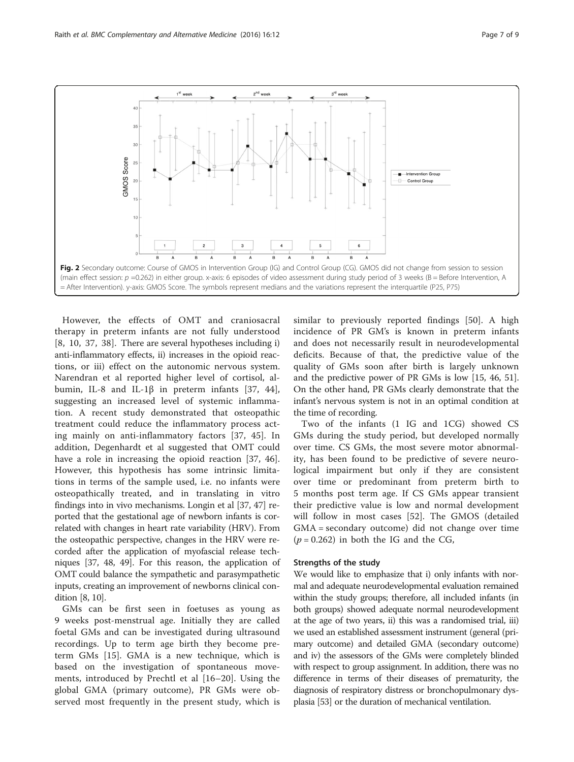Fig. 2 Secondary outcome: Course of GMOS in Intervention Group (IG) and Control Group (CG). GMOS did not change from session to session (main effect session: $p = 0.262$) in either group. x-axis: 6 episodes of video assessment during study period of 3 weeks (B = Before Intervention, A = After Intervention). y-axis: GMOS Score. The symbols represent medians and the variations represent the interquartile (P25, P75)

However, the effects of OMT and craniosacral therapy in preterm infants are not fully understood [8, 10, 37, 38]. There are several hypotheses including i) anti-inflammatory effects, ii) increases in the opioid reactions, or iii) effect on the autonomic nervous system. Narendran et al reported higher level of cortisol, albumin, IL-8 and IL-1β in preterm infants [37, 44], suggesting an increased level of systemic inflammation. A recent study demonstrated that osteopathic treatment could reduce the inflammatory process acting mainly on anti-inflammatory factors [37, 45]. In addition, Degenhardt et al suggested that OMT could have a role in increasing the opioid reaction [37, 46]. However, this hypothesis has some intrinsic limitations in terms of the sample used, i.e. no infants were osteopathically treated, and in translating in vitro findings into in vivo mechanisms. Longin et al [37, 47] reported that the gestational age of newborn infants is correlated with changes in heart rate variability (HRV). From the osteopathic perspective, changes in the HRV were recorded after the application of myofascial release techniques [37, 48, 49]. For this reason, the application of OMT could balance the sympathetic and parasympathetic inputs, creating an improvement of newborns clinical condition [8, 10].

GMs can be first seen in foetuses as young as 9 weeks post-menstrual age. Initially they are called foetal GMs and can be investigated during ultrasound recordings. Up to term age birth they become preterm GMs [15]. GMA is a new technique, which is based on the investigation of spontaneous movements, introduced by Prechtl et al [16–20]. Using the global GMA (primary outcome), PR GMs were observed most frequently in the present study, which is similar to previously reported findings [50]. A high incidence of PR GM's is known in preterm infants and does not necessarily result in neurodevelopmental deficits. Because of that, the predictive value of the quality of GMs soon after birth is largely unknown and the predictive power of PR GMs is low [15, 46, 51]. On the other hand, PR GMs clearly demonstrate that the infant's nervous system is not in an optimal condition at the time of recording.

Two of the infants (1 IG and 1CG) showed CS GMs during the study period, but developed normally over time. CS GMs, the most severe motor abnormality, has been found to be predictive of severe neurological impairment but only if they are consistent over time or predominant from preterm birth to 5 months post term age. If CS GMs appear transient their predictive value is low and normal development will follow in most cases [52]. The GMOS (detailed GMA = secondary outcome) did not change over time ($p = 0.262$) in both the IG and the CG,

### Strengths of the study

We would like to emphasize that i) only infants with normal and adequate neurodevelopmental evaluation remained within the study groups; therefore, all included infants (in both groups) showed adequate normal neurodevelopment at the age of two years, ii) this was a randomised trial, iii) we used an established assessment instrument (general (primary outcome) and detailed GMA (secondary outcome) and iv) the assessors of the GMs were completely blinded with respect to group assignment. In addition, there was no difference in terms of their diseases of prematurity, the diagnosis of respiratory distress or bronchopulmonary dysplasia [53] or the duration of mechanical ventilation.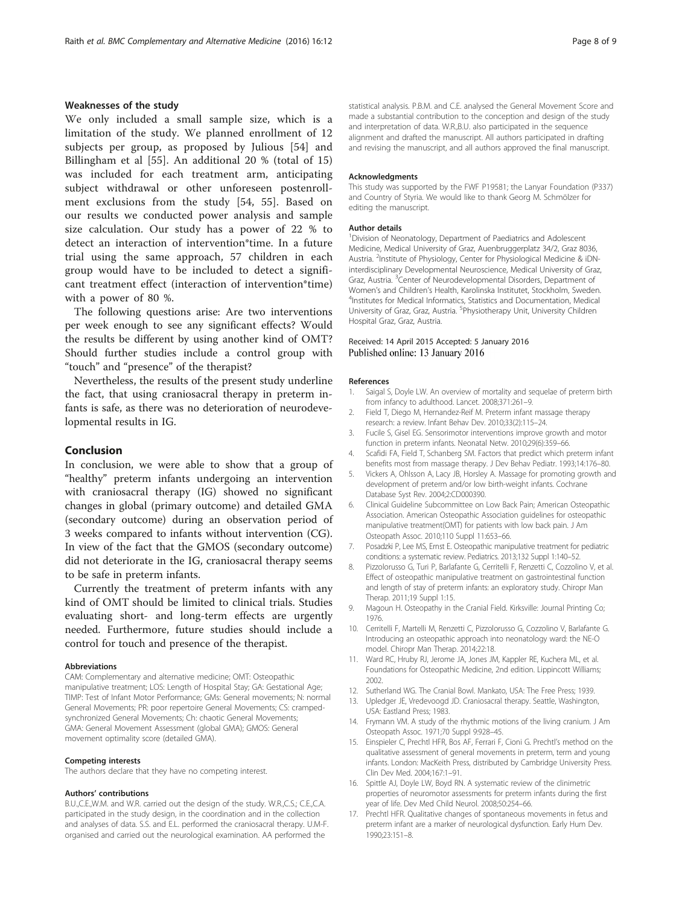### Weaknesses of the study

We only included a small sample size, which is a limitation of the study. We planned enrollment of 12 subjects per group, as proposed by Julious [54] and Billingham et al [55]. An additional 20 % (total of 15) was included for each treatment arm, anticipating subject withdrawal or other unforeseen postenrollment exclusions from the study [54, 55]. Based on our results we conducted power analysis and sample size calculation. Our study has a power of 22 % to detect an interaction of intervention*time. In a future trial using the same approach, 57 children in each group would have to be included to detect a significant treatment effect (interaction of intervention*time) with a power of 80 %.

The following questions arise: Are two interventions per week enough to see any significant effects? Would the results be different by using another kind of OMT? Should further studies include a control group with "touch" and "presence" of the therapist?

Nevertheless, the results of the present study underline the fact, that using craniosacral therapy in preterm infants is safe, as there was no deterioration of neurodevelopmental results in IG.

## Conclusion

In conclusion, we were able to show that a group of "healthy" preterm infants undergoing an intervention with craniosacral therapy (IG) showed no significant changes in global (primary outcome) and detailed GMA (secondary outcome) during an observation period of 3 weeks compared to infants without intervention (CG). In view of the fact that the GMOS (secondary outcome) did not deteriorate in the IG, craniosacral therapy seems to be safe in preterm infants.

Currently the treatment of preterm infants with any kind of OMT should be limited to clinical trials. Studies evaluating short- and long-term effects are urgently needed. Furthermore, future studies should include a control for touch and presence of the therapist.

#### Abbreviations

CAM: Complementary and alternative medicine; OMT: Osteopathic manipulative treatment; LOS: Length of Hospital Stay; GA: Gestational Age; TIMP: Test of Infant Motor Performance; GMs: General movements; N: normal General Movements; PR: poor repertoire General Movements; CS: cramped-synchronized General Movements; Ch: chaotic General Movements; GMA: General Movement Assessment (global GMA); GMOS: General movement optimality score (detailed GMA).

#### Competing interests

The authors declare that they have no competing interest.

#### Authors' contributions

B.U.,C.E.,W.M. and W.R. carried out the design of the study. W.R.,C.S.; C.E.,C.A. participated in the study design, in the coordination and in the collection and analyses of data. S.S. and E.L. performed the craniosacral therapy. U.M-F. organised and carried out the neurological examination. AA performed the statistical analysis. P.B.M. and C.E. analysed the General Movement Score and made a substantial contribution to the conception and design of the study and interpretation of data. W.R.,B.U. also participated in the sequence alignment and drafted the manuscript. All authors participated in drafting and revising the manuscript, and all authors approved the final manuscript.

#### Acknowledgments

This study was supported by the FWF P19581; the Lanyar Foundation (P337) and Country of Styria. We would like to thank Georg M. Schmölzer for editing the manuscript.

#### Author details

[1]Division of Neonatology, Department of Paediatrics and Adolescent Medicine, Medical University of Graz, Auenbruggerplatz 34/2, Graz 8036, Austria. [2]Institute of Physiology, Center for Physiological Medicine & iDN-interdisciplinary Developmental Neuroscience, Medical University of Graz, Graz, Austria. [3]Center of Neurodevelopmental Disorders, Department of Women's and Children's Health, Karolinska Institutet, Stockholm, Sweden. [4]Institutes for Medical Informatics, Statistics and Documentation, Medical University of Graz, Graz, Austria. [5]Physiotherapy Unit, University Children Hospital Graz, Graz, Austria.

Received: 14 April 2015 Accepted: 5 January 2016
Published online: 13 January 2016

#### References

1. Saigal S, Doyle LW. An overview of mortality and sequelae of preterm birth from infancy to adulthood. Lancet. 2008;371:261–9.
2. Field T, Diego M, Hernandez-Reif M. Preterm infant massage therapy research: a review. Infant Behav Dev. 2010;33(2):115–24.
3. Fucile S, Gisel EG. Sensorimotor interventions improve growth and motor function in preterm infants. Neonatal Netw. 2010;29(6):359–66.
4. Scafidi FA, Field T, Schanberg SM. Factors that predict which preterm infant benefits most from massage therapy. J Dev Behav Pediatr. 1993;14:176–80.
5. Vickers A, Ohlsson A, Lacy JB, Horsley A. Massage for promoting growth and development of preterm and/or low birth-weight infants. Cochrane Database Syst Rev. 2004;2:CD000390.
6. Clinical Guideline Subcommittee on Low Back Pain; American Osteopathic Association. American Osteopathic Association guidelines for osteopathic manipulative treatment(OMT) for patients with low back pain. J Am Osteopath Assoc. 2010;110 Suppl 11:653–66.
7. Posadzki P, Lee MS, Ernst E. Osteopathic manipulative treatment for pediatric conditions: a systematic review. Pediatrics. 2013;132 Suppl 1:140–52.
8. Pizzolorusso G, Turi P, Barlafante G, Cerritelli F, Renzetti C, Cozzolino V, et al. Effect of osteopathic manipulative treatment on gastrointestinal function and length of stay of preterm infants: an exploratory study. Chiropr Man Therap. 2011;19 Suppl 1:15.
9. Magoun H. Osteopathy in the Cranial Field. Kirksville: Journal Printing Co; 1976.
10. Cerritelli F, Martelli M, Renzetti C, Pizzolorusso G, Cozzolino V, Barlafante G. Introducing an osteopathic approach into neonatology ward: the NE-O model. Chiropr Man Therap. 2014;22:18.
11. Ward RC, Hruby RJ, Jerome JA, Jones JM, Kappler RE, Kuchera ML, et al. Foundations for Osteopathic Medicine, 2nd edition. Lippincott Williams; 2002.
12. Sutherland WG. The Cranial Bowl. Mankato, USA: The Free Press; 1939.
13. Upledger JE, Vredevoogd JD. Craniosacral therapy. Seattle, Washington, USA: Eastland Press; 1983.
14. Frymann VM. A study of the rhythmic motions of the living cranium. J Am Osteopath Assoc. 1971;70 Suppl 9:928–45.
15. Einspieler C, Prechtl HFR, Bos AF, Ferrari F, Cioni G. Prechtl's method on the qualitative assessment of general movements in preterm, term and young infants. London: MacKeith Press, distributed by Cambridge University Press. Clin Dev Med. 2004;167:1–91.
16. Spittle AJ, Doyle LW, Boyd RN. A systematic review of the clinimetric properties of neuromotor assessments for preterm infants during the first year of life. Dev Med Child Neurol. 2008;50:254–66.
17. Prechtl HFR. Qualitative changes of spontaneous movements in fetus and preterm infant are a marker of neurological dysfunction. Early Hum Dev. 1990;23:151–8.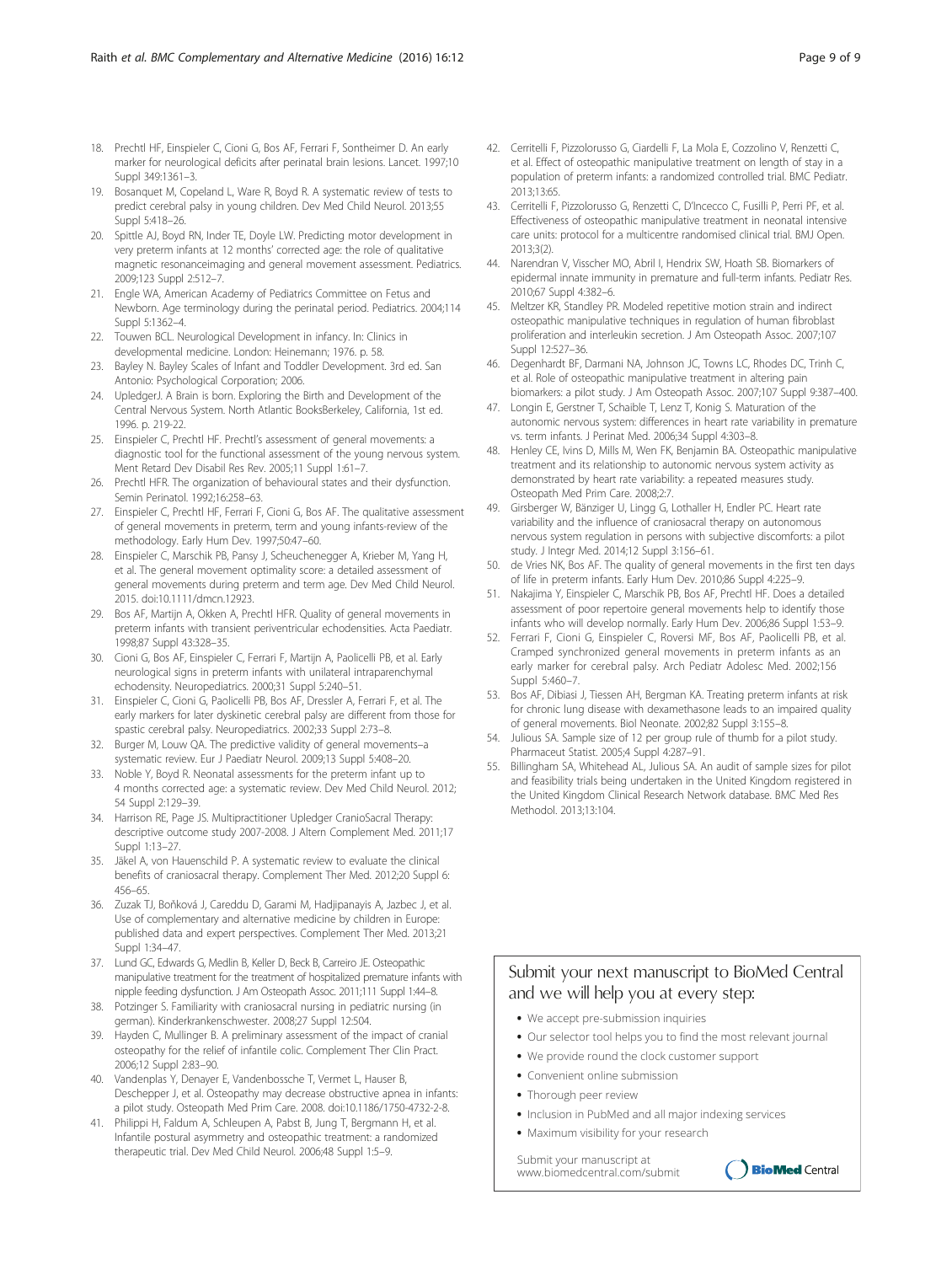18. Prechtl HF, Einspieler C, Cioni G, Bos AF, Ferrari F, Sontheimer D. An early marker for neurological deficits after perinatal brain lesions. Lancet. 1997;10 Suppl 349:1361–3.
19. Bosanquet M, Copeland L, Ware R, Boyd R. A systematic review of tests to predict cerebral palsy in young children. Dev Med Child Neurol. 2013;55 Suppl 5:418–26.
20. Spittle AJ, Boyd RN, Inder TE, Doyle LW. Predicting motor development in very preterm infants at 12 months' corrected age: the role of qualitative magnetic resonanceimaging and general movement assessment. Pediatrics. 2009;123 Suppl 2:512–7.
21. Engle WA, American Academy of Pediatrics Committee on Fetus and Newborn. Age terminology during the perinatal period. Pediatrics. 2004;114 Suppl 5:1362–4.
22. Touwen BCL. Neurological Development in infancy. In: Clinics in developmental medicine. London: Heinemann; 1976. p. 58.
23. Bayley N. Bayley Scales of Infant and Toddler Development. 3rd ed. San Antonio: Psychological Corporation; 2006.
24. UpledgerJ. A Brain is born. Exploring the Birth and Development of the Central Nervous System. North Atlantic BooksBerkeley, California, 1st ed. 1996. p. 219-22.
25. Einspieler C, Prechtl HF. Prechtl's assessment of general movements: a diagnostic tool for the functional assessment of the young nervous system. Ment Retard Dev Disabil Res Rev. 2005;11 Suppl 1:61–7.
26. Prechtl HFR. The organization of behavioural states and their dysfunction. Semin Perinatol. 1992;16:258–63.
27. Einspieler C, Prechtl HF, Ferrari F, Cioni G, Bos AF. The qualitative assessment of general movements in preterm, term and young infants-review of the methodology. Early Hum Dev. 1997;50:47–60.
28. Einspieler C, Marschik PB, Pansy J, Scheuchenegger A, Krieber M, Yang H, et al. The general movement optimality score: a detailed assessment of general movements during preterm and term age. Dev Med Child Neurol. 2015. doi:10.1111/dmcn.12923.
29. Bos AF, Martijn A, Okken A, Prechtl HFR. Quality of general movements in preterm infants with transient periventricular echodensities. Acta Paediatr. 1998;87 Suppl 43:328–35.
30. Cioni G, Bos AF, Einspieler C, Ferrari F, Martijn A, Paolicelli PB, et al. Early neurological signs in preterm infants with unilateral intraparenchymal echodensity. Neuropediatrics. 2000;31 Suppl 5:240–51.
31. Einspieler C, Cioni G, Paolicelli PB, Bos AF, Dressler A, Ferrari F, et al. The early markers for later dyskinetic cerebral palsy are different from those for spastic cerebral palsy. Neuropediatrics. 2002;33 Suppl 2:73–8.
32. Burger M, Louw QA. The predictive validity of general movements–a systematic review. Eur J Paediatr Neurol. 2009;13 Suppl 5:408–20.
33. Noble Y, Boyd R. Neonatal assessments for the preterm infant up to 4 months corrected age: a systematic review. Dev Med Child Neurol. 2012; 54 Suppl 2:129–39.
34. Harrison RE, Page JS. Multipractitioner Upledger CranioSacral Therapy: descriptive outcome study 2007-2008. J Altern Complement Med. 2011;17 Suppl 1:13–27.
35. Jäkel A, von Hauenschild P. A systematic review to evaluate the clinical benefits of craniosacral therapy. Complement Ther Med. 2012;20 Suppl 6: 456–65.
36. Zuzak TJ, Boňková J, Careddu D, Garami M, Hadjipanayis A, Jazbec J, et al. Use of complementary and alternative medicine by children in Europe: published data and expert perspectives. Complement Ther Med. 2013;21 Suppl 1:34–47.
37. Lund GC, Edwards G, Medlin B, Keller D, Beck B, Carreiro JE. Osteopathic manipulative treatment for the treatment of hospitalized premature infants with nipple feeding dysfunction. J Am Osteopath Assoc. 2011;111 Suppl 1:44–8.
38. Potzinger S. Familiarity with craniosacral nursing in pediatric nursing (in german). Kinderkrankenschwester. 2008;27 Suppl 12:504.
39. Hayden C, Mullinger B. A preliminary assessment of the impact of cranial osteopathy for the relief of infantile colic. Complement Ther Clin Pract. 2006;12 Suppl 2:83–90.
40. Vandenplas Y, Denayer E, Vandenbossche T, Vermet L, Hauser B, Deschepper J, et al. Osteopathy may decrease obstructive apnea in infants: a pilot study. Osteopath Med Prim Care. 2008. doi:10.1186/1750-4732-2-8.
41. Philippi H, Faldum A, Schleupen A, Pabst B, Jung T, Bergmann H, et al. Infantile postural asymmetry and osteopathic treatment: a randomized therapeutic trial. Dev Med Child Neurol. 2006;48 Suppl 1:5–9.
42. Cerritelli F, Pizzolorusso G, Ciardelli F, La Mola E, Cozzolino V, Renzetti C, et al. Effect of osteopathic manipulative treatment on length of stay in a population of preterm infants: a randomized controlled trial. BMC Pediatr. 2013;13:65.
43. Cerritelli F, Pizzolorusso G, Renzetti C, D'Incecco C, Fusilli P, Perri PF, et al. Effectiveness of osteopathic manipulative treatment in neonatal intensive care units: protocol for a multicentre randomised clinical trial. BMJ Open. 2013;3(2).
44. Narendran V, Visscher MO, Abril I, Hendrix SW, Hoath SB. Biomarkers of epidermal innate immunity in premature and full-term infants. Pediatr Res. 2010;67 Suppl 4:382–6.
45. Meltzer KR, Standley PR. Modeled repetitive motion strain and indirect osteopathic manipulative techniques in regulation of human fibroblast proliferation and interleukin secretion. J Am Osteopath Assoc. 2007;107 Suppl 12:527–36.
46. Degenhardt BF, Darmani NA, Johnson JC, Towns LC, Rhodes DC, Trinh C, et al. Role of osteopathic manipulative treatment in altering pain biomarkers: a pilot study. J Am Osteopath Assoc. 2007;107 Suppl 9:387–400.
47. Longin E, Gerstner T, Schaible T, Lenz T, Konig S. Maturation of the autonomic nervous system: differences in heart rate variability in premature vs. term infants. J Perinat Med. 2006;34 Suppl 4:303–8.
48. Henley CE, Ivins D, Mills M, Wen FK, Benjamin BA. Osteopathic manipulative treatment and its relationship to autonomic nervous system activity as demonstrated by heart rate variability: a repeated measures study. Osteopath Med Prim Care. 2008;2:7.
49. Girsberger W, Bänziger U, Lingg G, Lothaller H, Endler PC. Heart rate variability and the influence of craniosacral therapy on autonomous nervous system regulation in persons with subjective discomforts: a pilot study. J Integr Med. 2014;12 Suppl 3:156–61.
50. de Vries NK, Bos AF. The quality of general movements in the first ten days of life in preterm infants. Early Hum Dev. 2010;86 Suppl 4:225–9.
51. Nakajima Y, Einspieler C, Marschik PB, Bos AF, Prechtl HF. Does a detailed assessment of poor repertoire general movements help to identify those infants who will develop normally. Early Hum Dev. 2006;86 Suppl 1:53–9.
52. Ferrari F, Cioni G, Einspieler C, Roversi MF, Bos AF, Paolicelli PB, et al. Cramped synchronized general movements in preterm infants as an early marker for cerebral palsy. Arch Pediatr Adolesc Med. 2002;156 Suppl 5:460–7.
53. Bos AF, Dibiasi J, Tiessen AH, Bergman KA. Treating preterm infants at risk for chronic lung disease with dexamethasone leads to an impaired quality of general movements. Biol Neonate. 2002;82 Suppl 3:155–8.
54. Julious SA. Sample size of 12 per group rule of thumb for a pilot study. Pharmaceut Statist. 2005;4 Suppl 4:287–91.
55. Billingham SA, Whitehead AL, Julious SA. An audit of sample sizes for pilot and feasibility trials being undertaken in the United Kingdom registered in the United Kingdom Clinical Research Network database. BMC Med Res Methodol. 2013;13:104.

Submit your next manuscript to BioMed Central and we will help you at every step:

- We accept pre-submission inquiries
- Our selector tool helps you to find the most relevant journal
- We provide round the clock customer support
- Convenient online submission
- Thorough peer review
- Inclusion in PubMed and all major indexing services
- Maximum visibility for your research

Submit your manuscript at www.biomedcentral.com/submit

BioMed Central